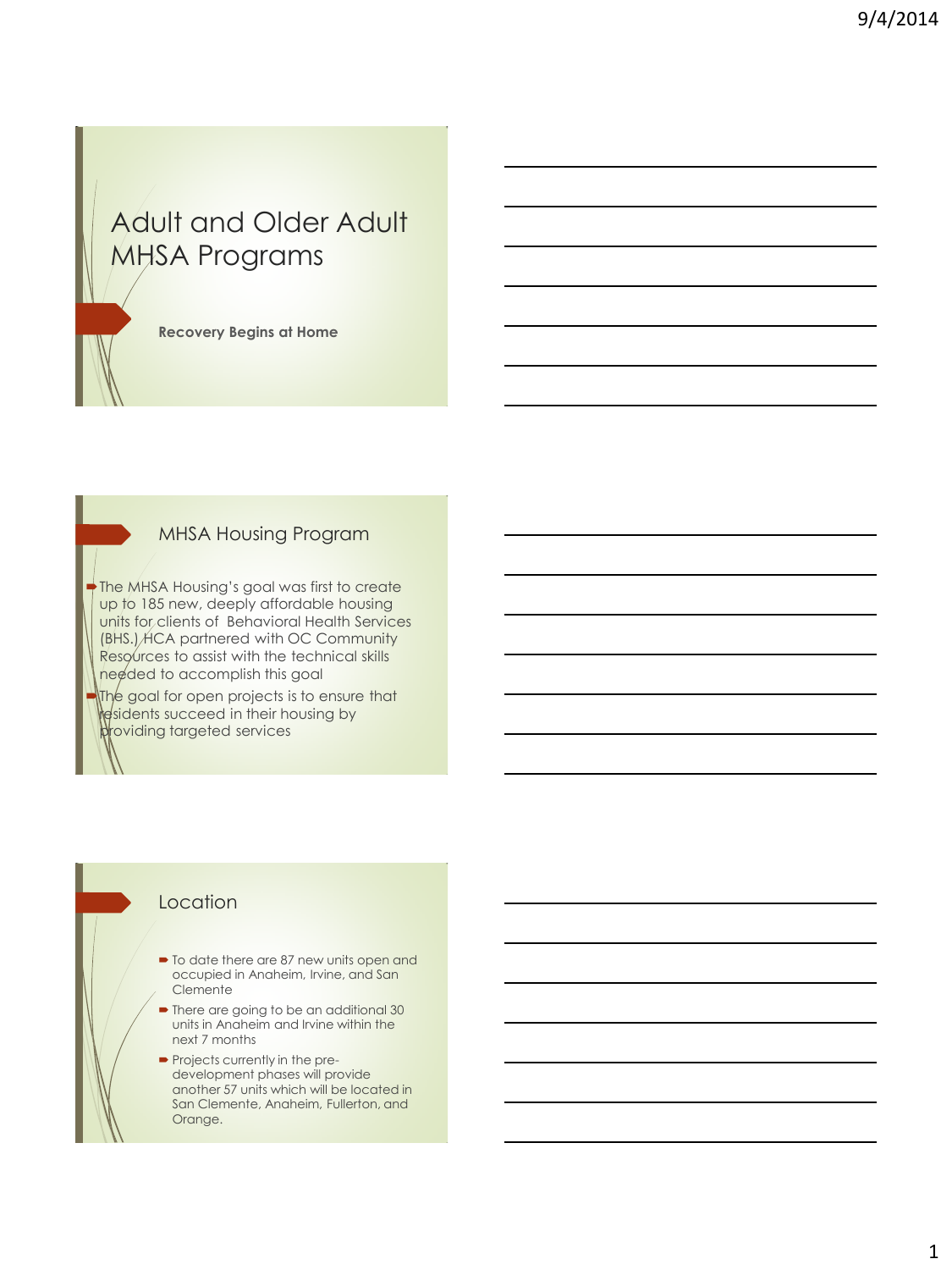# Adult and Older Adult MHSA Programs

**Recovery Begins at Home**

## MHSA Housing Program

- The MHSA Housing's goal was first to create up to 185 new, deeply affordable housing units for clients of Behavioral Health Services (BHS.) HCA partnered with OC Community Resources to assist with the technical skills needed to accomplish this goal
- The goal for open projects is to ensure that residents succeed in their housing by providing targeted services

## Location

- To date there are 87 new units open and occupied in Anaheim, Irvine, and San Clemente
- There are going to be an additional 30 units in Anaheim and Irvine within the next 7 months
- Projects currently in the pre-development phases will provide another 57 units which will be located in San Clemente, Anaheim, Fullerton, and Orange.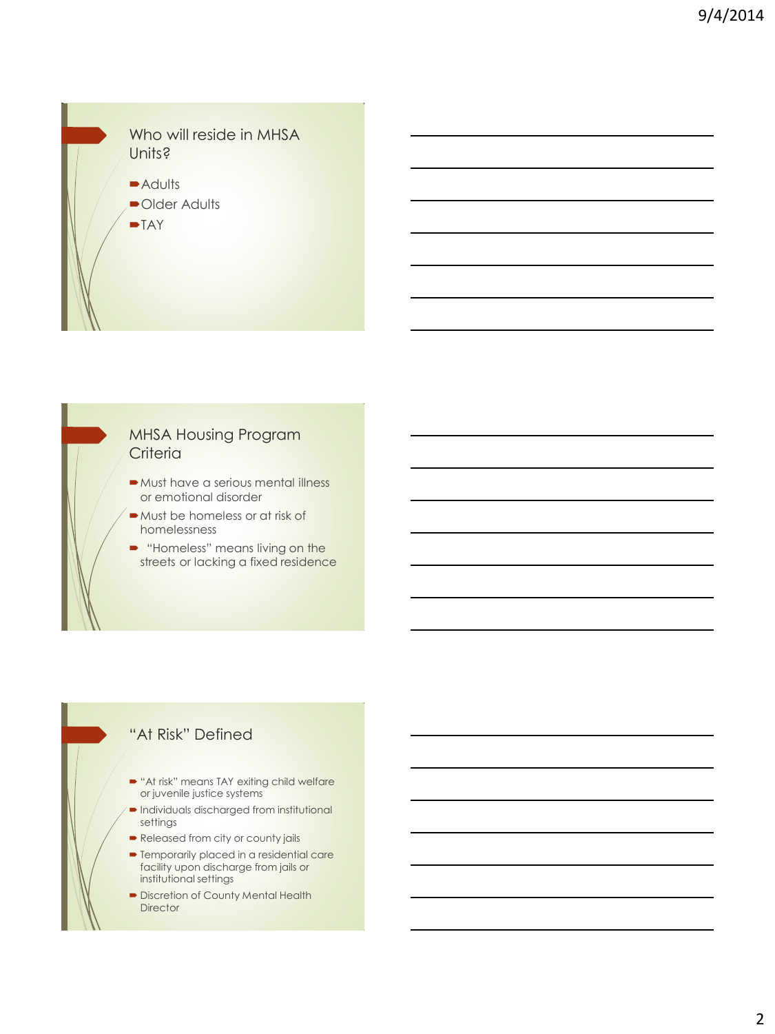## Who will reside in MHSA Units?

- Adults
- Older Adults
- TAY

## MHSA Housing Program Criteria

- Must have a serious mental illness or emotional disorder
- Must be homeless or at risk of homelessness
- "Homeless" means living on the streets or lacking a fixed residence

## "At Risk" Defined

- "At risk" means TAY exiting child welfare or juvenile justice systems
- Individuals discharged from institutional settings
- Released from city or county jails
- Temporarily placed in a residential care facility upon discharge from jails or institutional settings
- Discretion of County Mental Health Director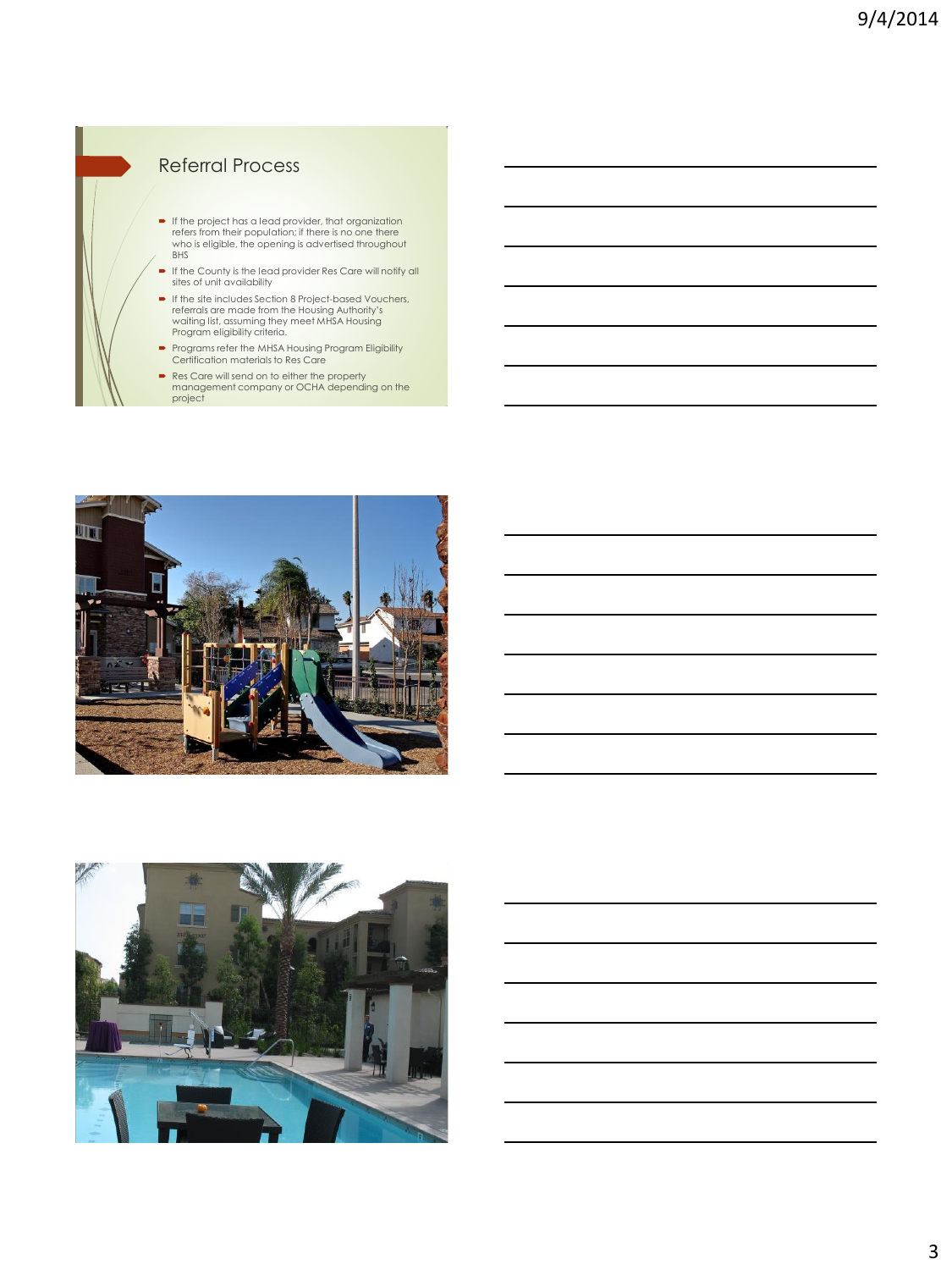## Referral Process

- If the project has a lead provider, that organization refers from their population; if there is no one there who is eligible, the opening is advertised throughout BHS
- If the County is the lead provider Res Care will notify all sites of unit availability
- If the site includes Section 8 Project-based Vouchers, referrals are made from the Housing Authority's waiting list, assuming they meet MHSA Housing Program eligibility criteria.
- Programs refer the MHSA Housing Program Eligibility Certification materials to Res Care
- Res Care will send on to either the property management company or OCHA depending on the project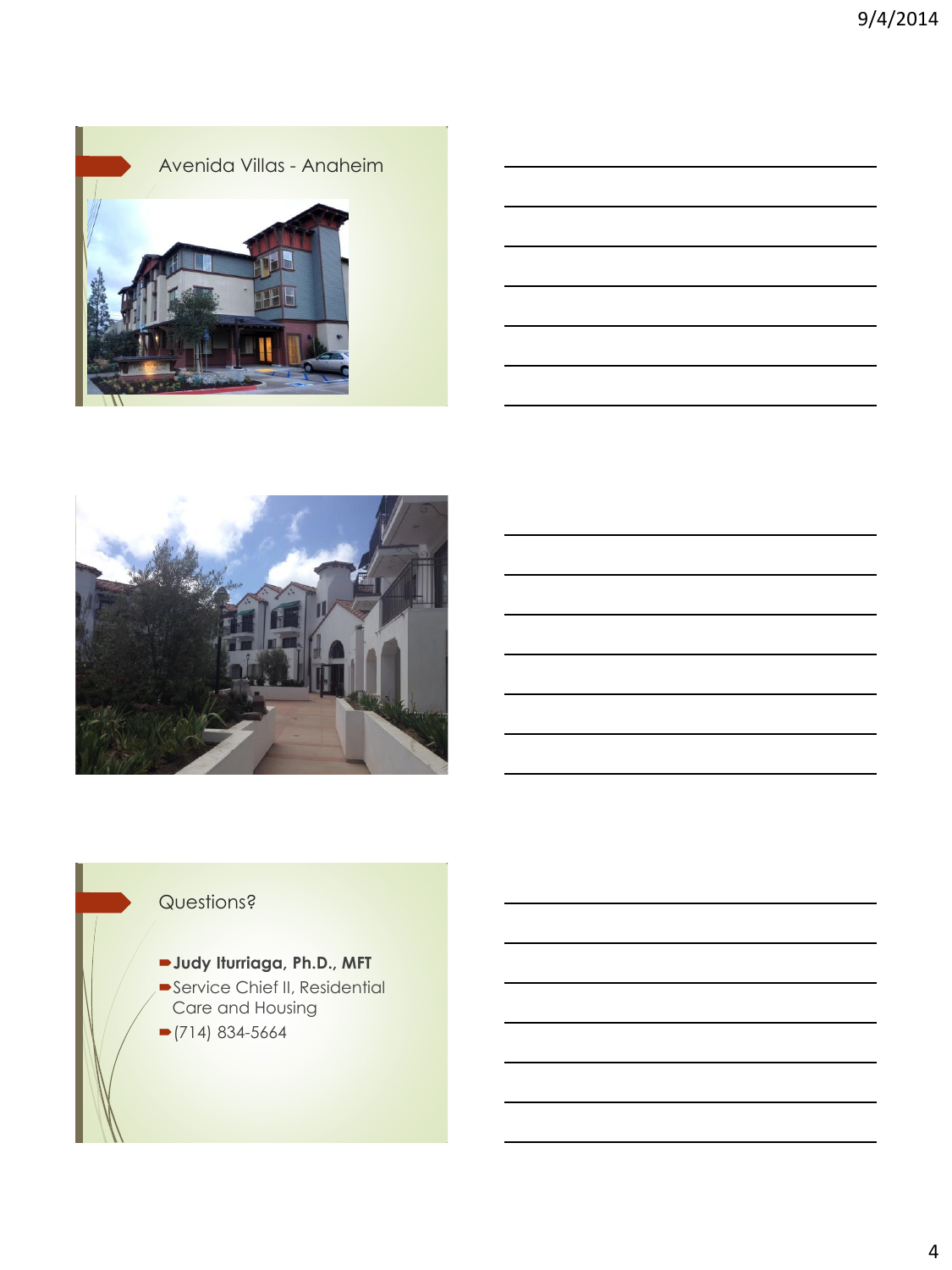## Avenida Villas - Anaheim

## Questions?

- **Judy Iturriaga, Ph.D., MFT**
- Service Chief II, Residential Care and Housing
- (714) 834-5664